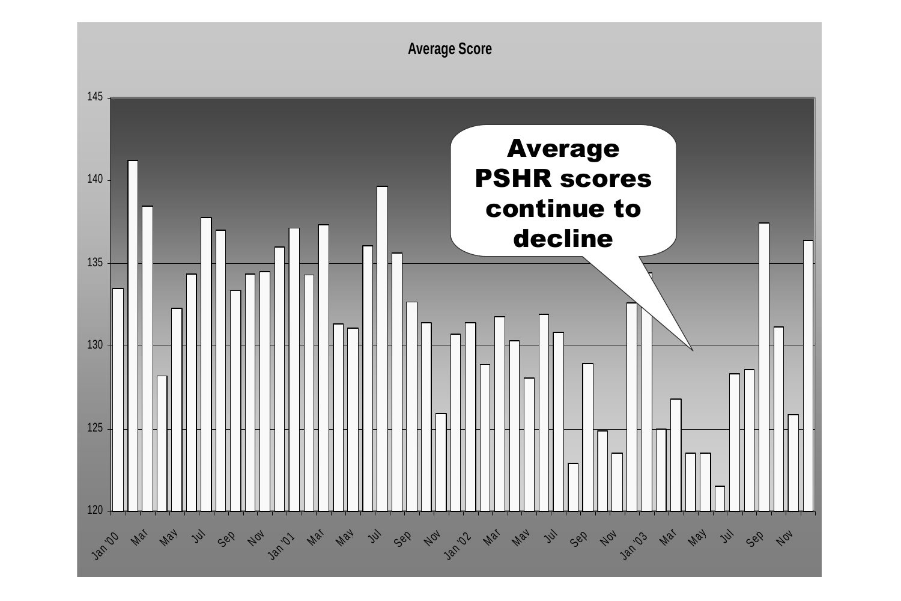## Average Score

**Average PSHR scores continue to decline**

145

140

135

130

125

120

Jan '00 Mar May Jul Sep Nov Jan '01 Mar May Jul Sep Nov Jan '02 Mar May Jul Sep Nov Jan '03 Mar May Jul Sep Nov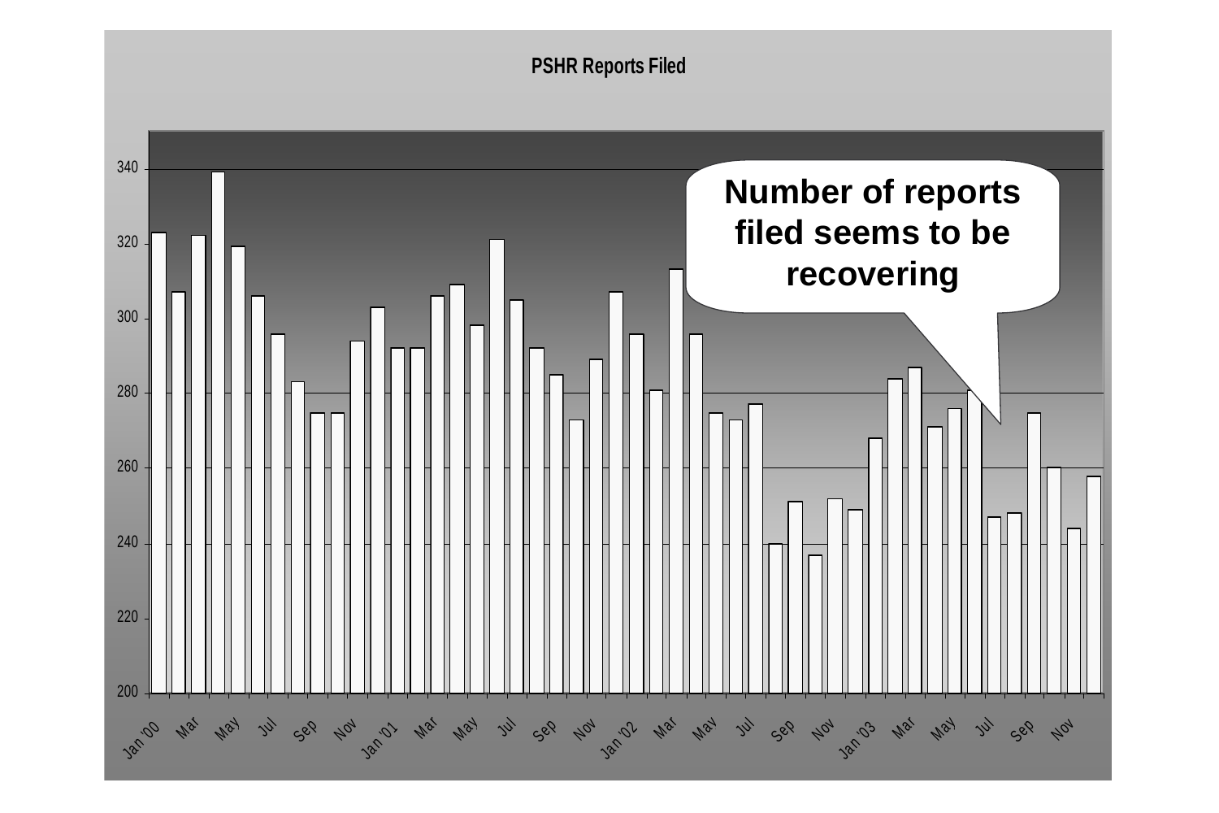**PSHR Reports Filed**

**Number of reports filed seems to be recovering**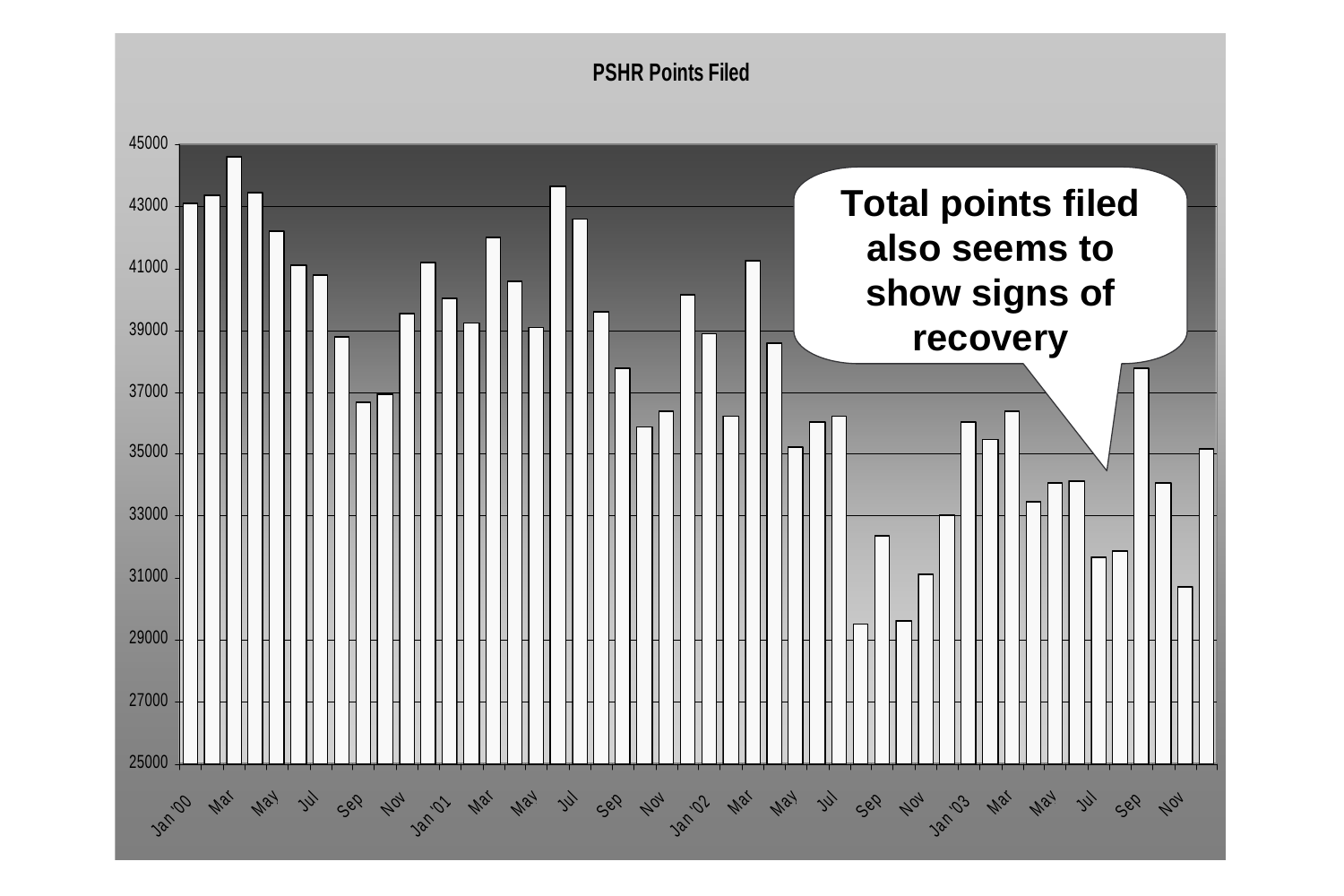PSHR Points Filed

Total points filed also seems to show signs of recovery

45000
43000
41000
39000
37000
35000
33000
31000
29000
27000
25000

Jan '00 Mar May Jul Sep Nov Jan '01 Mar May Jul Sep Nov Jan '02 Mar May Jul Sep Nov Jan '03 Mar May Jul Sep Nov